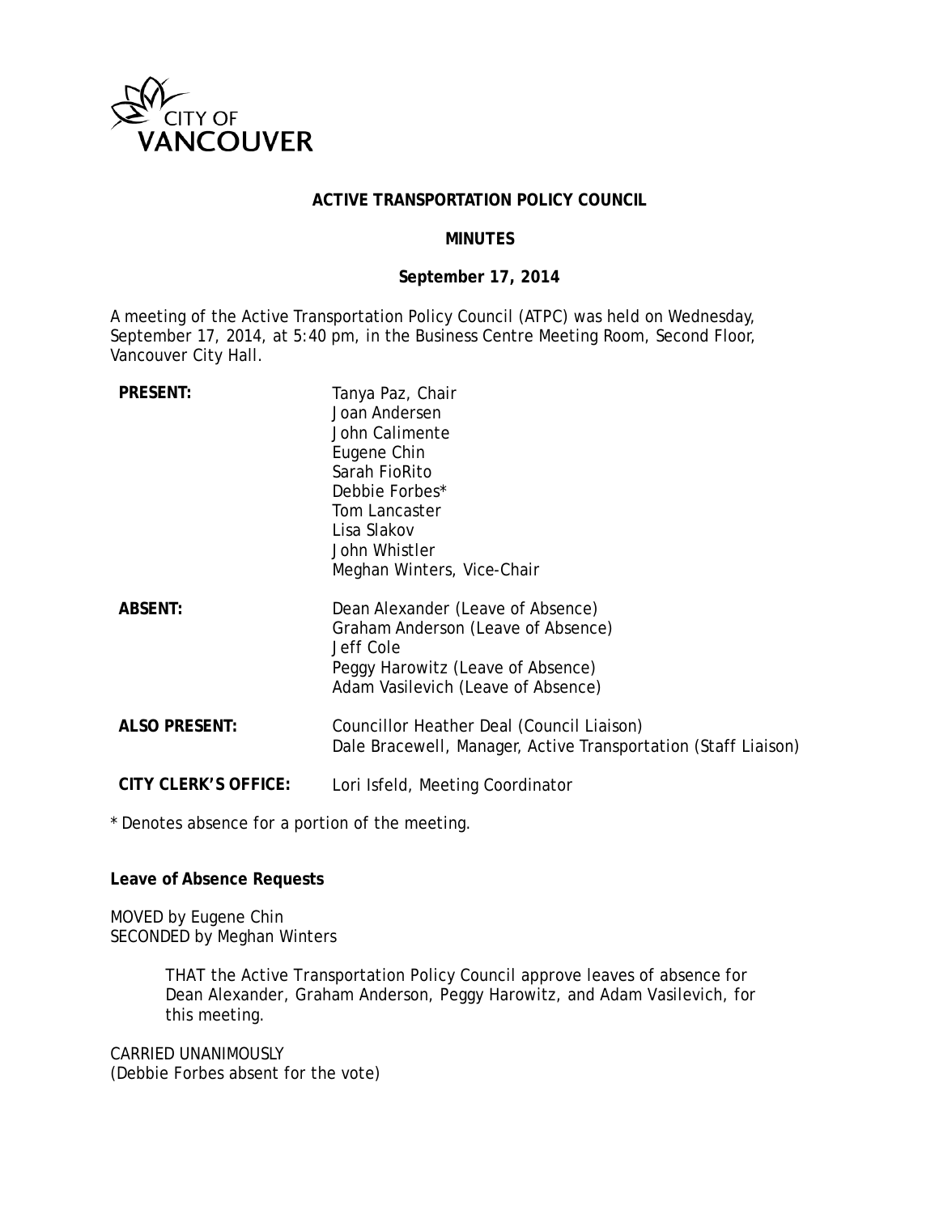CITY OF VANCOUVER

# ACTIVE TRANSPORTATION POLICY COUNCIL

## MINUTES

### September 17, 2014

A meeting of the Active Transportation Policy Council (ATPC) was held on Wednesday, September 17, 2014, at 5:40 pm, in the Business Centre Meeting Room, Second Floor, Vancouver City Hall.

| | |
|---|---|
| **PRESENT:** | Tanya Paz, Chair<br>Joan Andersen<br>John Calimente<br>Eugene Chin<br>Sarah FioRito<br>Debbie Forbes*<br>Tom Lancaster<br>Lisa Slakov<br>John Whistler<br>Meghan Winters, Vice-Chair |
| **ABSENT:** | Dean Alexander (Leave of Absence)<br>Graham Anderson (Leave of Absence)<br>Jeff Cole<br>Peggy Harowitz (Leave of Absence)<br>Adam Vasilevich (Leave of Absence) |
| **ALSO PRESENT:** | Councillor Heather Deal (Council Liaison)<br>Dale Bracewell, Manager, Active Transportation (Staff Liaison) |
| **CITY CLERK'S OFFICE:** | Lori Isfeld, Meeting Coordinator |

* Denotes absence for a portion of the meeting.

**Leave of Absence Requests**

MOVED by Eugene Chin
SECONDED by Meghan Winters

> THAT the Active Transportation Policy Council approve leaves of absence for Dean Alexander, Graham Anderson, Peggy Harowitz, and Adam Vasilevich, for this meeting.

CARRIED UNANIMOUSLY
(Debbie Forbes absent for the vote)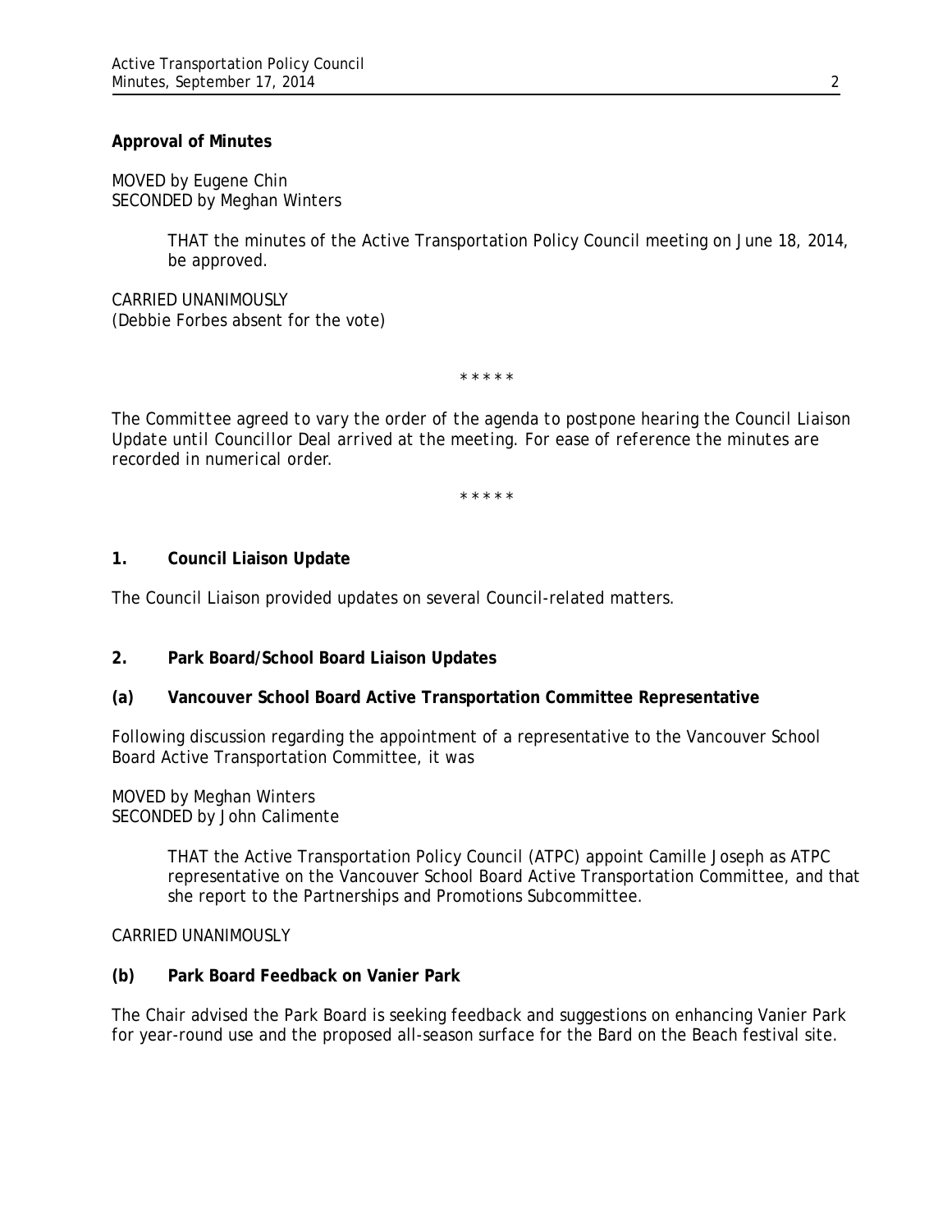**Approval of Minutes**

MOVED by Eugene Chin
SECONDED by Meghan Winters

> THAT the minutes of the Active Transportation Policy Council meeting on June 18, 2014, be approved.

CARRIED UNANIMOUSLY
(Debbie Forbes absent for the vote)

* * * * *

*The Committee agreed to vary the order of the agenda to postpone hearing the Council Liaison Update until Councillor Deal arrived at the meeting. For ease of reference the minutes are recorded in numerical order.*

* * * * *

**1. Council Liaison Update**

The Council Liaison provided updates on several Council-related matters.

**2. Park Board/School Board Liaison Updates**

**(a) Vancouver School Board Active Transportation Committee Representative**

Following discussion regarding the appointment of a representative to the Vancouver School Board Active Transportation Committee, it was

MOVED by Meghan Winters
SECONDED by John Calimente

> THAT the Active Transportation Policy Council (ATPC) appoint Camille Joseph as ATPC representative on the Vancouver School Board Active Transportation Committee, and that she report to the Partnerships and Promotions Subcommittee.

CARRIED UNANIMOUSLY

**(b) Park Board Feedback on Vanier Park**

The Chair advised the Park Board is seeking feedback and suggestions on enhancing Vanier Park for year-round use and the proposed all-season surface for the Bard on the Beach festival site.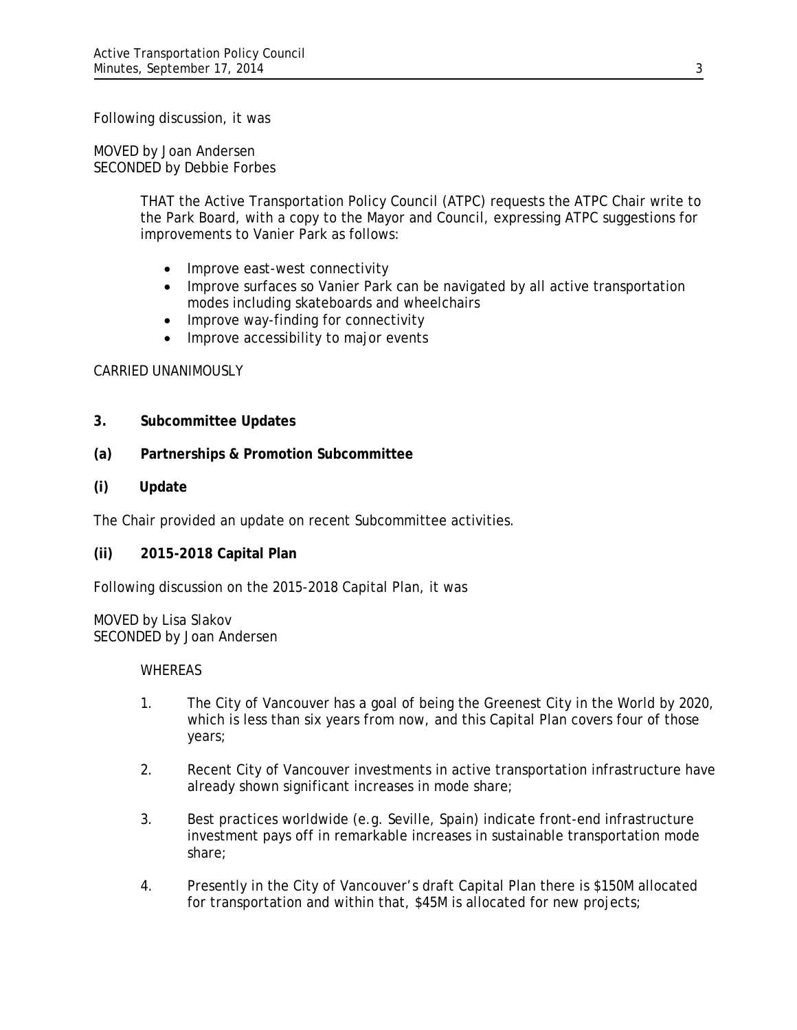Following discussion, it was

MOVED by Joan Andersen
SECONDED by Debbie Forbes

> THAT the Active Transportation Policy Council (ATPC) requests the ATPC Chair write to the Park Board, with a copy to the Mayor and Council, expressing ATPC suggestions for improvements to Vanier Park as follows:
>
> - Improve east-west connectivity
> - Improve surfaces so Vanier Park can be navigated by all active transportation modes including skateboards and wheelchairs
> - Improve way-finding for connectivity
> - Improve accessibility to major events

CARRIED UNANIMOUSLY

**3. Subcommittee Updates**

**(a) Partnerships & Promotion Subcommittee**

**(i) Update**

The Chair provided an update on recent Subcommittee activities.

**(ii) 2015-2018 Capital Plan**

Following discussion on the 2015-2018 Capital Plan, it was

MOVED by Lisa Slakov
SECONDED by Joan Andersen

> WHEREAS
>
> 1. The City of Vancouver has a goal of being the Greenest City in the World by 2020, which is less than six years from now, and this Capital Plan covers four of those years;
>
> 2. Recent City of Vancouver investments in active transportation infrastructure have already shown significant increases in mode share;
>
> 3. Best practices worldwide (e.g. Seville, Spain) indicate front-end infrastructure investment pays off in remarkable increases in sustainable transportation mode share;
>
> 4. Presently in the City of Vancouver's draft Capital Plan there is \$150M allocated for transportation and within that, \$45M is allocated for new projects;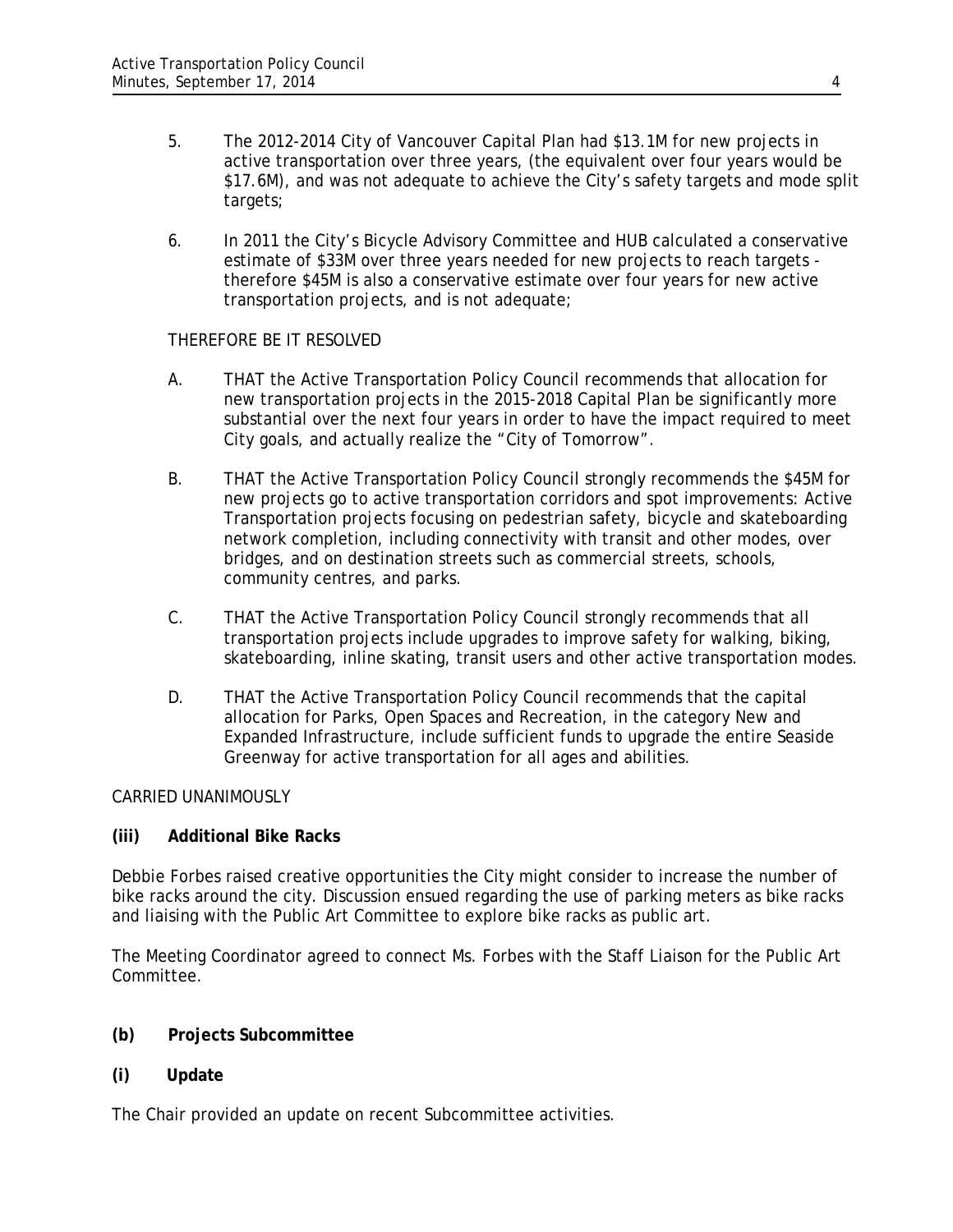5. The 2012-2014 City of Vancouver Capital Plan had $13.1M for new projects in active transportation over three years, (the equivalent over four years would be $17.6M), and was not adequate to achieve the City's safety targets and mode split targets;

6. In 2011 the City's Bicycle Advisory Committee and HUB calculated a conservative estimate of $33M over three years needed for new projects to reach targets - therefore $45M is also a conservative estimate over four years for new active transportation projects, and is not adequate;

THEREFORE BE IT RESOLVED

A. THAT the Active Transportation Policy Council recommends that allocation for new transportation projects in the 2015-2018 Capital Plan be significantly more substantial over the next four years in order to have the impact required to meet City goals, and actually realize the "City of Tomorrow".

B. THAT the Active Transportation Policy Council strongly recommends the $45M for new projects go to active transportation corridors and spot improvements: Active Transportation projects focusing on pedestrian safety, bicycle and skateboarding network completion, including connectivity with transit and other modes, over bridges, and on destination streets such as commercial streets, schools, community centres, and parks.

C. THAT the Active Transportation Policy Council strongly recommends that all transportation projects include upgrades to improve safety for walking, biking, skateboarding, inline skating, transit users and other active transportation modes.

D. THAT the Active Transportation Policy Council recommends that the capital allocation for Parks, Open Spaces and Recreation, in the category New and Expanded Infrastructure, include sufficient funds to upgrade the entire Seaside Greenway for active transportation for all ages and abilities.

CARRIED UNANIMOUSLY

**(iii) Additional Bike Racks**

Debbie Forbes raised creative opportunities the City might consider to increase the number of bike racks around the city. Discussion ensued regarding the use of parking meters as bike racks and liaising with the Public Art Committee to explore bike racks as public art.

The Meeting Coordinator agreed to connect Ms. Forbes with the Staff Liaison for the Public Art Committee.

**(b) Projects Subcommittee**

**(i) Update**

The Chair provided an update on recent Subcommittee activities.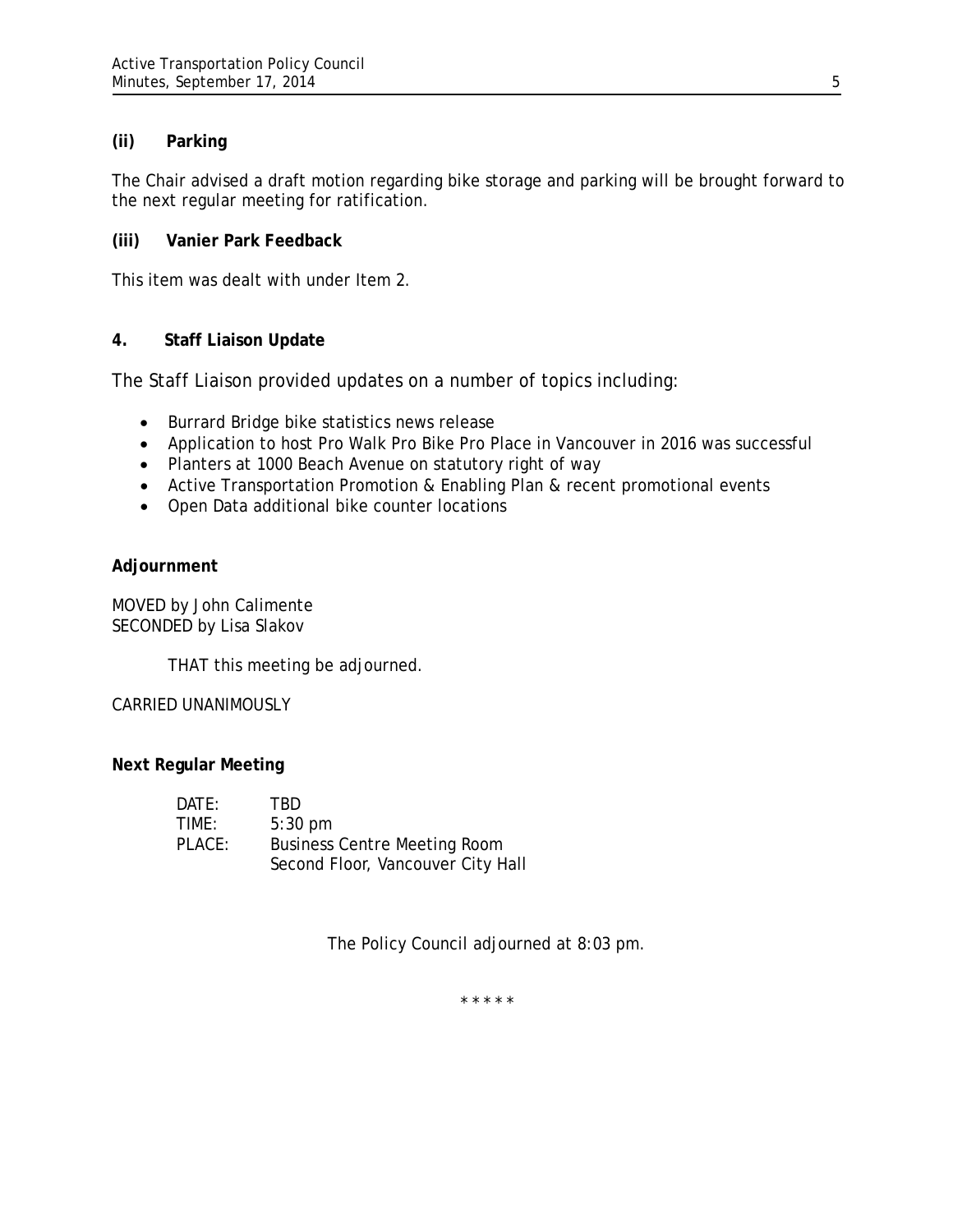### (ii) Parking

The Chair advised a draft motion regarding bike storage and parking will be brought forward to the next regular meeting for ratification.

### (iii) Vanier Park Feedback

This item was dealt with under Item 2.

## 4. Staff Liaison Update

The Staff Liaison provided updates on a number of topics including:

- Burrard Bridge bike statistics news release
- Application to host Pro Walk Pro Bike Pro Place in Vancouver in 2016 was successful
- Planters at 1000 Beach Avenue on statutory right of way
- Active Transportation Promotion & Enabling Plan & recent promotional events
- Open Data additional bike counter locations

## Adjournment

MOVED by John Calimente
SECONDED by Lisa Slakov

> THAT this meeting be adjourned.

CARRIED UNANIMOUSLY

## Next Regular Meeting

| | |
|---|---|
| DATE: | TBD |
| TIME: | 5:30 pm |
| PLACE: | Business Centre Meeting Room<br>Second Floor, Vancouver City Hall |

The Policy Council adjourned at 8:03 pm.

\* \* \* \* \*